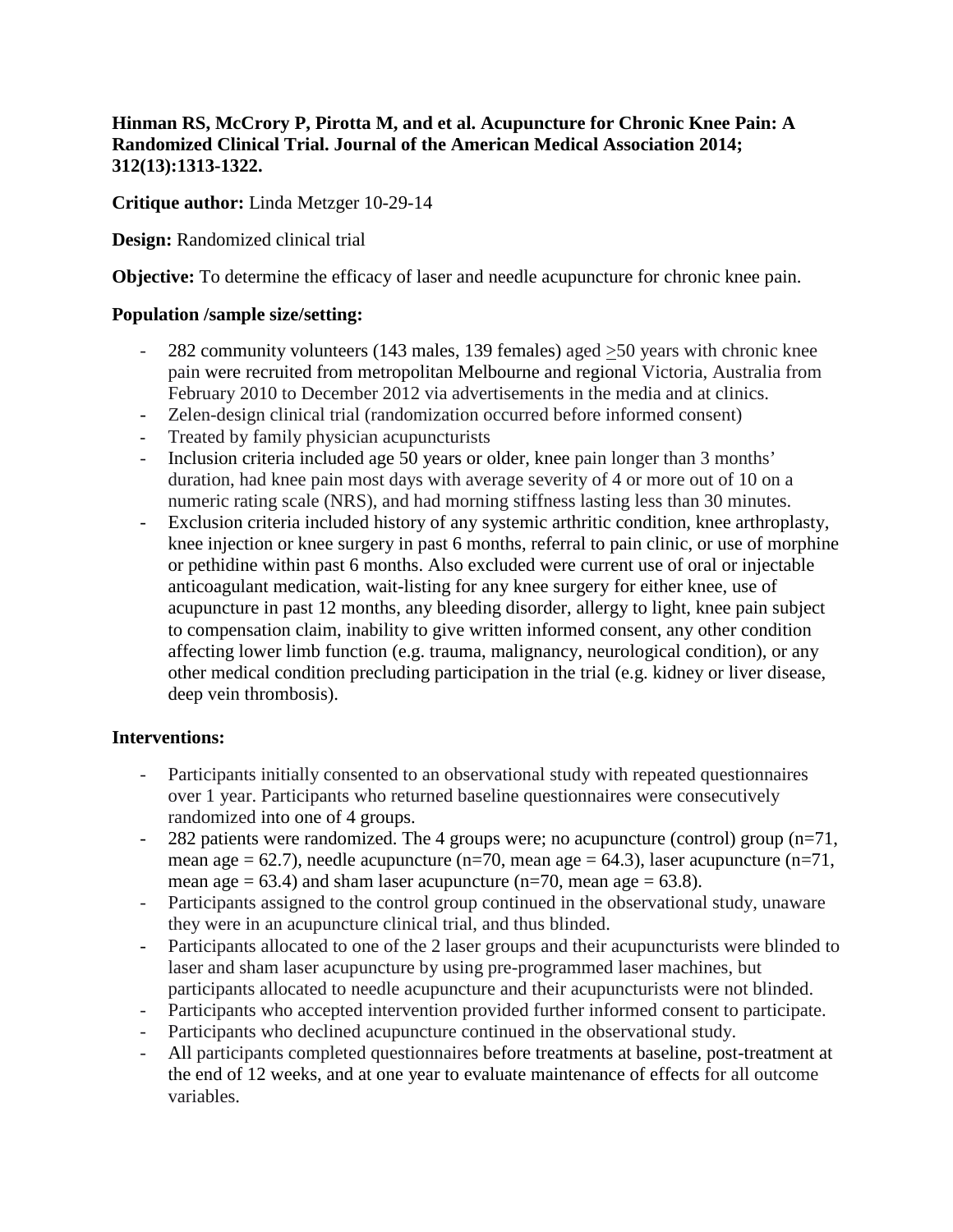**Hinman RS, McCrory P, Pirotta M, and et al. Acupuncture for Chronic Knee Pain: A Randomized Clinical Trial. Journal of the American Medical Association 2014; 312(13):1313-1322.**

**Critique author:** Linda Metzger 10-29-14

**Design:** Randomized clinical trial

**Objective:** To determine the efficacy of laser and needle acupuncture for chronic knee pain.

**Population /sample size/setting:**

- 282 community volunteers (143 males, 139 females) aged ≥50 years with chronic knee pain were recruited from metropolitan Melbourne and regional Victoria, Australia from February 2010 to December 2012 via advertisements in the media and at clinics.
- Zelen-design clinical trial (randomization occurred before informed consent)
- Treated by family physician acupuncturists
- Inclusion criteria included age 50 years or older, knee pain longer than 3 months' duration, had knee pain most days with average severity of 4 or more out of 10 on a numeric rating scale (NRS), and had morning stiffness lasting less than 30 minutes.
- Exclusion criteria included history of any systemic arthritic condition, knee arthroplasty, knee injection or knee surgery in past 6 months, referral to pain clinic, or use of morphine or pethidine within past 6 months. Also excluded were current use of oral or injectable anticoagulant medication, wait-listing for any knee surgery for either knee, use of acupuncture in past 12 months, any bleeding disorder, allergy to light, knee pain subject to compensation claim, inability to give written informed consent, any other condition affecting lower limb function (e.g. trauma, malignancy, neurological condition), or any other medical condition precluding participation in the trial (e.g. kidney or liver disease, deep vein thrombosis).

**Interventions:**

- Participants initially consented to an observational study with repeated questionnaires over 1 year. Participants who returned baseline questionnaires were consecutively randomized into one of 4 groups.
- 282 patients were randomized. The 4 groups were; no acupuncture (control) group (n=71, mean age = 62.7), needle acupuncture (n=70, mean age = 64.3), laser acupuncture (n=71, mean age = 63.4) and sham laser acupuncture (n=70, mean age = 63.8).
- Participants assigned to the control group continued in the observational study, unaware they were in an acupuncture clinical trial, and thus blinded.
- Participants allocated to one of the 2 laser groups and their acupuncturists were blinded to laser and sham laser acupuncture by using pre-programmed laser machines, but participants allocated to needle acupuncture and their acupuncturists were not blinded.
- Participants who accepted intervention provided further informed consent to participate.
- Participants who declined acupuncture continued in the observational study.
- All participants completed questionnaires before treatments at baseline, post-treatment at the end of 12 weeks, and at one year to evaluate maintenance of effects for all outcome variables.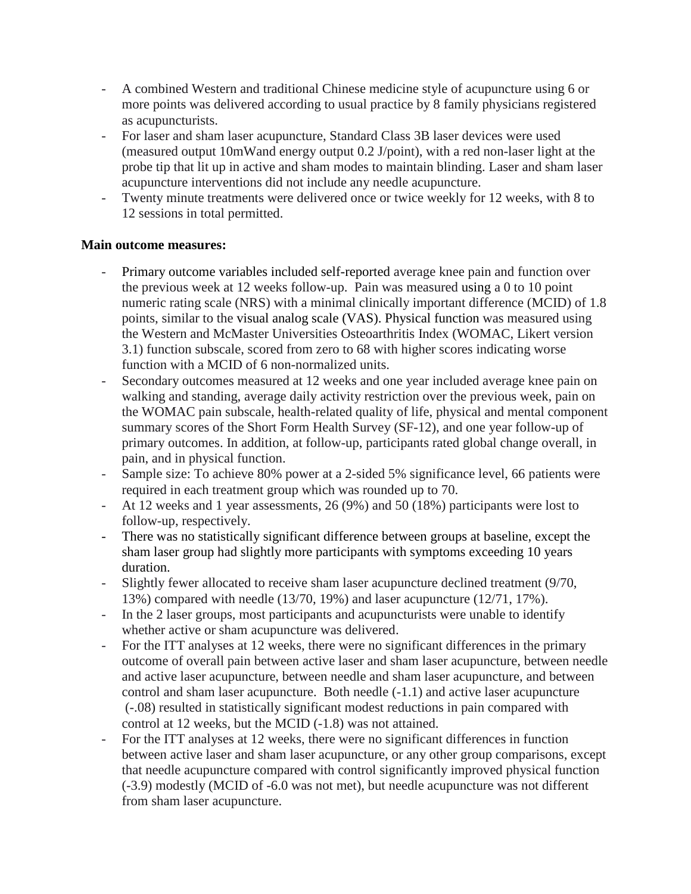- A combined Western and traditional Chinese medicine style of acupuncture using 6 or more points was delivered according to usual practice by 8 family physicians registered as acupuncturists.
- For laser and sham laser acupuncture, Standard Class 3B laser devices were used (measured output 10mWand energy output 0.2 J/point), with a red non-laser light at the probe tip that lit up in active and sham modes to maintain blinding. Laser and sham laser acupuncture interventions did not include any needle acupuncture.
- Twenty minute treatments were delivered once or twice weekly for 12 weeks, with 8 to 12 sessions in total permitted.

**Main outcome measures:**

- Primary outcome variables included self-reported average knee pain and function over the previous week at 12 weeks follow-up. Pain was measured using a 0 to 10 point numeric rating scale (NRS) with a minimal clinically important difference (MCID) of 1.8 points, similar to the visual analog scale (VAS). Physical function was measured using the Western and McMaster Universities Osteoarthritis Index (WOMAC, Likert version 3.1) function subscale, scored from zero to 68 with higher scores indicating worse function with a MCID of 6 non-normalized units.
- Secondary outcomes measured at 12 weeks and one year included average knee pain on walking and standing, average daily activity restriction over the previous week, pain on the WOMAC pain subscale, health-related quality of life, physical and mental component summary scores of the Short Form Health Survey (SF-12), and one year follow-up of primary outcomes. In addition, at follow-up, participants rated global change overall, in pain, and in physical function.
- Sample size: To achieve 80% power at a 2-sided 5% significance level, 66 patients were required in each treatment group which was rounded up to 70.
- At 12 weeks and 1 year assessments, 26 (9%) and 50 (18%) participants were lost to follow-up, respectively.
- There was no statistically significant difference between groups at baseline, except the sham laser group had slightly more participants with symptoms exceeding 10 years duration.
- Slightly fewer allocated to receive sham laser acupuncture declined treatment (9/70, 13%) compared with needle (13/70, 19%) and laser acupuncture (12/71, 17%).
- In the 2 laser groups, most participants and acupuncturists were unable to identify whether active or sham acupuncture was delivered.
- For the ITT analyses at 12 weeks, there were no significant differences in the primary outcome of overall pain between active laser and sham laser acupuncture, between needle and active laser acupuncture, between needle and sham laser acupuncture, and between control and sham laser acupuncture. Both needle (-1.1) and active laser acupuncture (-.08) resulted in statistically significant modest reductions in pain compared with control at 12 weeks, but the MCID (-1.8) was not attained.
- For the ITT analyses at 12 weeks, there were no significant differences in function between active laser and sham laser acupuncture, or any other group comparisons, except that needle acupuncture compared with control significantly improved physical function (-3.9) modestly (MCID of -6.0 was not met), but needle acupuncture was not different from sham laser acupuncture.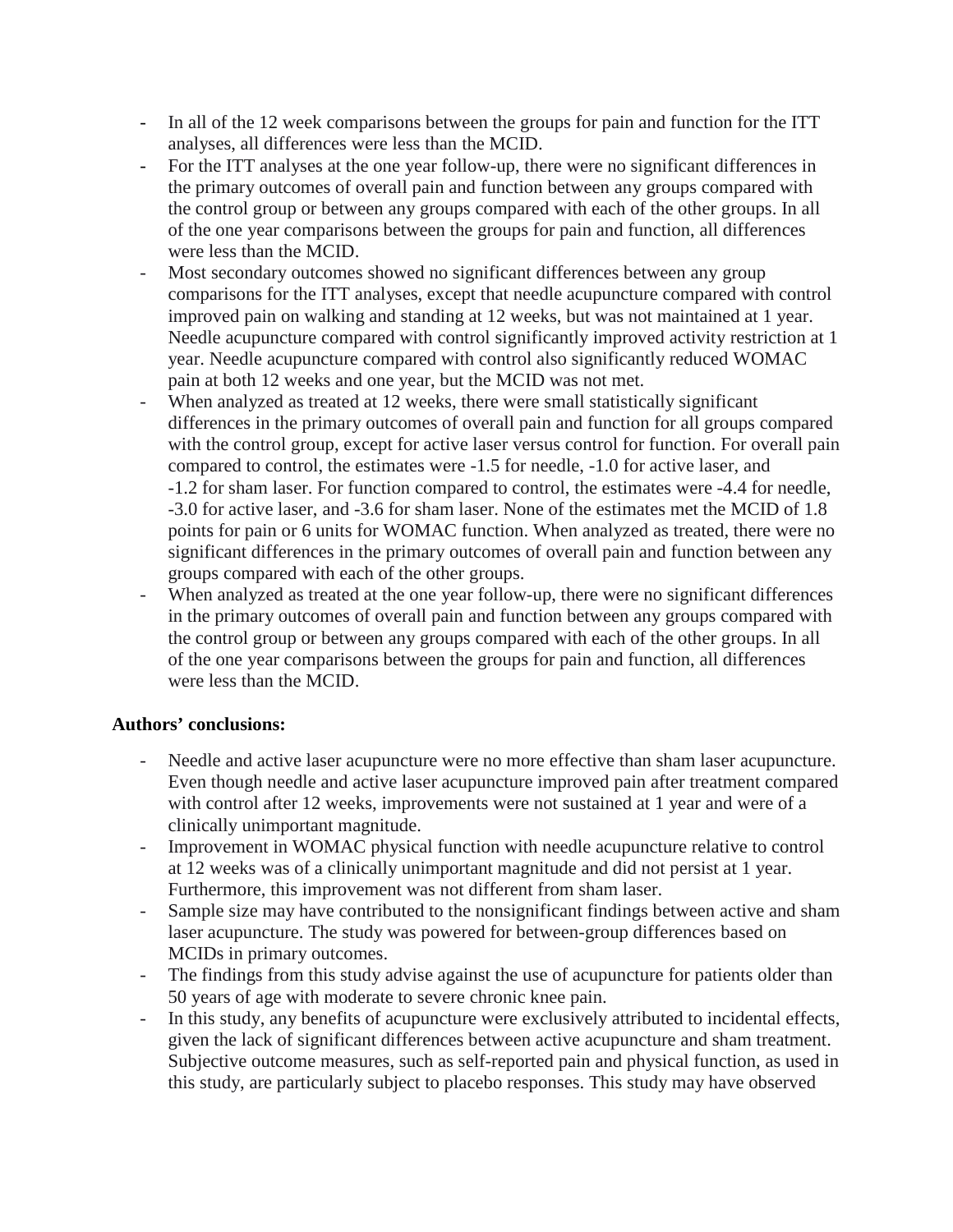- In all of the 12 week comparisons between the groups for pain and function for the ITT analyses, all differences were less than the MCID.
- For the ITT analyses at the one year follow-up, there were no significant differences in the primary outcomes of overall pain and function between any groups compared with the control group or between any groups compared with each of the other groups. In all of the one year comparisons between the groups for pain and function, all differences were less than the MCID.
- Most secondary outcomes showed no significant differences between any group comparisons for the ITT analyses, except that needle acupuncture compared with control improved pain on walking and standing at 12 weeks, but was not maintained at 1 year. Needle acupuncture compared with control significantly improved activity restriction at 1 year. Needle acupuncture compared with control also significantly reduced WOMAC pain at both 12 weeks and one year, but the MCID was not met.
- When analyzed as treated at 12 weeks, there were small statistically significant differences in the primary outcomes of overall pain and function for all groups compared with the control group, except for active laser versus control for function. For overall pain compared to control, the estimates were -1.5 for needle, -1.0 for active laser, and -1.2 for sham laser. For function compared to control, the estimates were -4.4 for needle, -3.0 for active laser, and -3.6 for sham laser. None of the estimates met the MCID of 1.8 points for pain or 6 units for WOMAC function. When analyzed as treated, there were no significant differences in the primary outcomes of overall pain and function between any groups compared with each of the other groups.
- When analyzed as treated at the one year follow-up, there were no significant differences in the primary outcomes of overall pain and function between any groups compared with the control group or between any groups compared with each of the other groups. In all of the one year comparisons between the groups for pain and function, all differences were less than the MCID.

**Authors' conclusions:**

- Needle and active laser acupuncture were no more effective than sham laser acupuncture. Even though needle and active laser acupuncture improved pain after treatment compared with control after 12 weeks, improvements were not sustained at 1 year and were of a clinically unimportant magnitude.
- Improvement in WOMAC physical function with needle acupuncture relative to control at 12 weeks was of a clinically unimportant magnitude and did not persist at 1 year. Furthermore, this improvement was not different from sham laser.
- Sample size may have contributed to the nonsignificant findings between active and sham laser acupuncture. The study was powered for between-group differences based on MCIDs in primary outcomes.
- The findings from this study advise against the use of acupuncture for patients older than 50 years of age with moderate to severe chronic knee pain.
- In this study, any benefits of acupuncture were exclusively attributed to incidental effects, given the lack of significant differences between active acupuncture and sham treatment. Subjective outcome measures, such as self-reported pain and physical function, as used in this study, are particularly subject to placebo responses. This study may have observed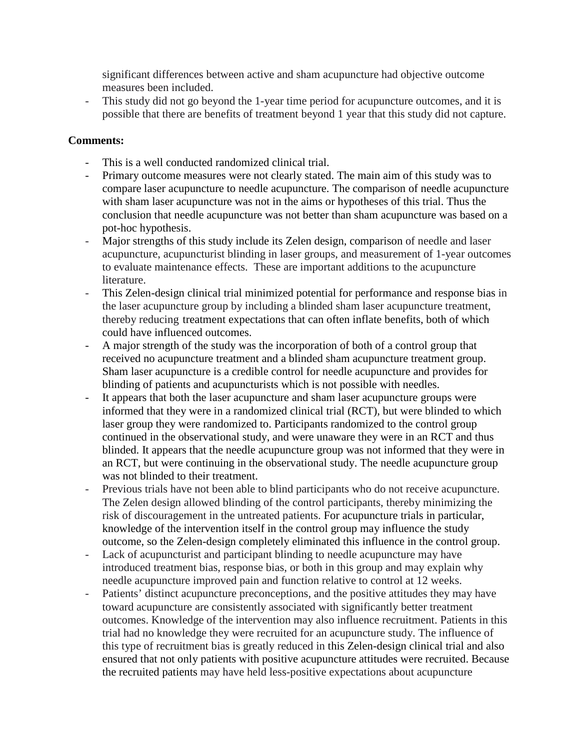significant differences between active and sham acupuncture had objective outcome measures been included.

- This study did not go beyond the 1-year time period for acupuncture outcomes, and it is possible that there are benefits of treatment beyond 1 year that this study did not capture.

**Comments:**

- This is a well conducted randomized clinical trial.
- Primary outcome measures were not clearly stated. The main aim of this study was to compare laser acupuncture to needle acupuncture. The comparison of needle acupuncture with sham laser acupuncture was not in the aims or hypotheses of this trial. Thus the conclusion that needle acupuncture was not better than sham acupuncture was based on a pot-hoc hypothesis.
- Major strengths of this study include its Zelen design, comparison of needle and laser acupuncture, acupuncturist blinding in laser groups, and measurement of 1-year outcomes to evaluate maintenance effects. These are important additions to the acupuncture literature.
- This Zelen-design clinical trial minimized potential for performance and response bias in the laser acupuncture group by including a blinded sham laser acupuncture treatment, thereby reducing treatment expectations that can often inflate benefits, both of which could have influenced outcomes.
- A major strength of the study was the incorporation of both of a control group that received no acupuncture treatment and a blinded sham acupuncture treatment group. Sham laser acupuncture is a credible control for needle acupuncture and provides for blinding of patients and acupuncturists which is not possible with needles.
- It appears that both the laser acupuncture and sham laser acupuncture groups were informed that they were in a randomized clinical trial (RCT), but were blinded to which laser group they were randomized to. Participants randomized to the control group continued in the observational study, and were unaware they were in an RCT and thus blinded. It appears that the needle acupuncture group was not informed that they were in an RCT, but were continuing in the observational study. The needle acupuncture group was not blinded to their treatment.
- Previous trials have not been able to blind participants who do not receive acupuncture. The Zelen design allowed blinding of the control participants, thereby minimizing the risk of discouragement in the untreated patients. For acupuncture trials in particular, knowledge of the intervention itself in the control group may influence the study outcome, so the Zelen-design completely eliminated this influence in the control group.
- Lack of acupuncturist and participant blinding to needle acupuncture may have introduced treatment bias, response bias, or both in this group and may explain why needle acupuncture improved pain and function relative to control at 12 weeks.
- Patients' distinct acupuncture preconceptions, and the positive attitudes they may have toward acupuncture are consistently associated with significantly better treatment outcomes. Knowledge of the intervention may also influence recruitment. Patients in this trial had no knowledge they were recruited for an acupuncture study. The influence of this type of recruitment bias is greatly reduced in this Zelen-design clinical trial and also ensured that not only patients with positive acupuncture attitudes were recruited. Because the recruited patients may have held less-positive expectations about acupuncture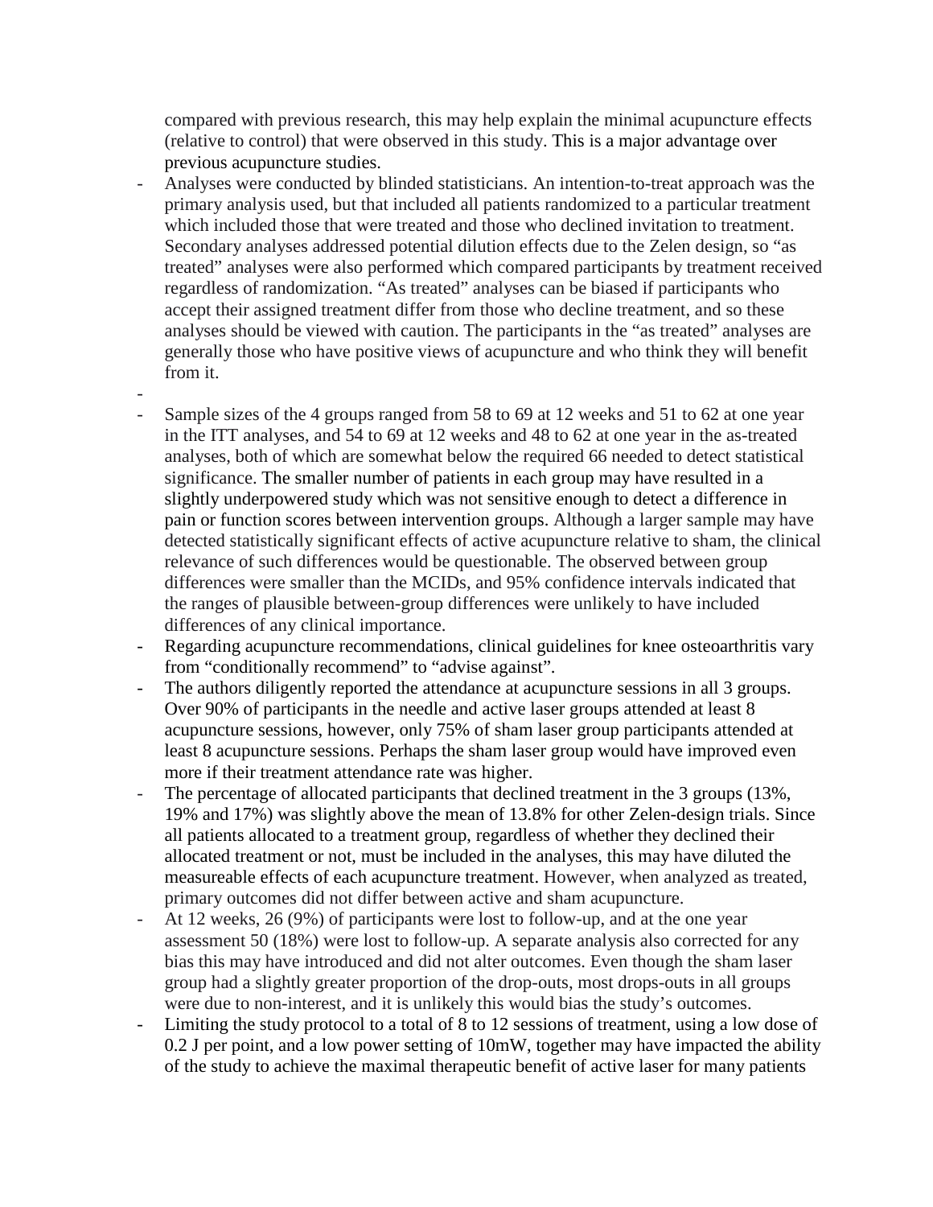compared with previous research, this may help explain the minimal acupuncture effects (relative to control) that were observed in this study. This is a major advantage over previous acupuncture studies.

- Analyses were conducted by blinded statisticians. An intention-to-treat approach was the primary analysis used, but that included all patients randomized to a particular treatment which included those that were treated and those who declined invitation to treatment. Secondary analyses addressed potential dilution effects due to the Zelen design, so "as treated" analyses were also performed which compared participants by treatment received regardless of randomization. "As treated" analyses can be biased if participants who accept their assigned treatment differ from those who decline treatment, and so these analyses should be viewed with caution. The participants in the "as treated" analyses are generally those who have positive views of acupuncture and who think they will benefit from it.
-
- Sample sizes of the 4 groups ranged from 58 to 69 at 12 weeks and 51 to 62 at one year in the ITT analyses, and 54 to 69 at 12 weeks and 48 to 62 at one year in the as-treated analyses, both of which are somewhat below the required 66 needed to detect statistical significance. The smaller number of patients in each group may have resulted in a slightly underpowered study which was not sensitive enough to detect a difference in pain or function scores between intervention groups. Although a larger sample may have detected statistically significant effects of active acupuncture relative to sham, the clinical relevance of such differences would be questionable. The observed between group differences were smaller than the MCIDs, and 95% confidence intervals indicated that the ranges of plausible between-group differences were unlikely to have included differences of any clinical importance.
- Regarding acupuncture recommendations, clinical guidelines for knee osteoarthritis vary from "conditionally recommend" to "advise against".
- The authors diligently reported the attendance at acupuncture sessions in all 3 groups. Over 90% of participants in the needle and active laser groups attended at least 8 acupuncture sessions, however, only 75% of sham laser group participants attended at least 8 acupuncture sessions. Perhaps the sham laser group would have improved even more if their treatment attendance rate was higher.
- The percentage of allocated participants that declined treatment in the 3 groups (13%, 19% and 17%) was slightly above the mean of 13.8% for other Zelen-design trials. Since all patients allocated to a treatment group, regardless of whether they declined their allocated treatment or not, must be included in the analyses, this may have diluted the measureable effects of each acupuncture treatment. However, when analyzed as treated, primary outcomes did not differ between active and sham acupuncture.
- At 12 weeks, 26 (9%) of participants were lost to follow-up, and at the one year assessment 50 (18%) were lost to follow-up. A separate analysis also corrected for any bias this may have introduced and did not alter outcomes. Even though the sham laser group had a slightly greater proportion of the drop-outs, most drops-outs in all groups were due to non-interest, and it is unlikely this would bias the study's outcomes.
- Limiting the study protocol to a total of 8 to 12 sessions of treatment, using a low dose of 0.2 J per point, and a low power setting of 10mW, together may have impacted the ability of the study to achieve the maximal therapeutic benefit of active laser for many patients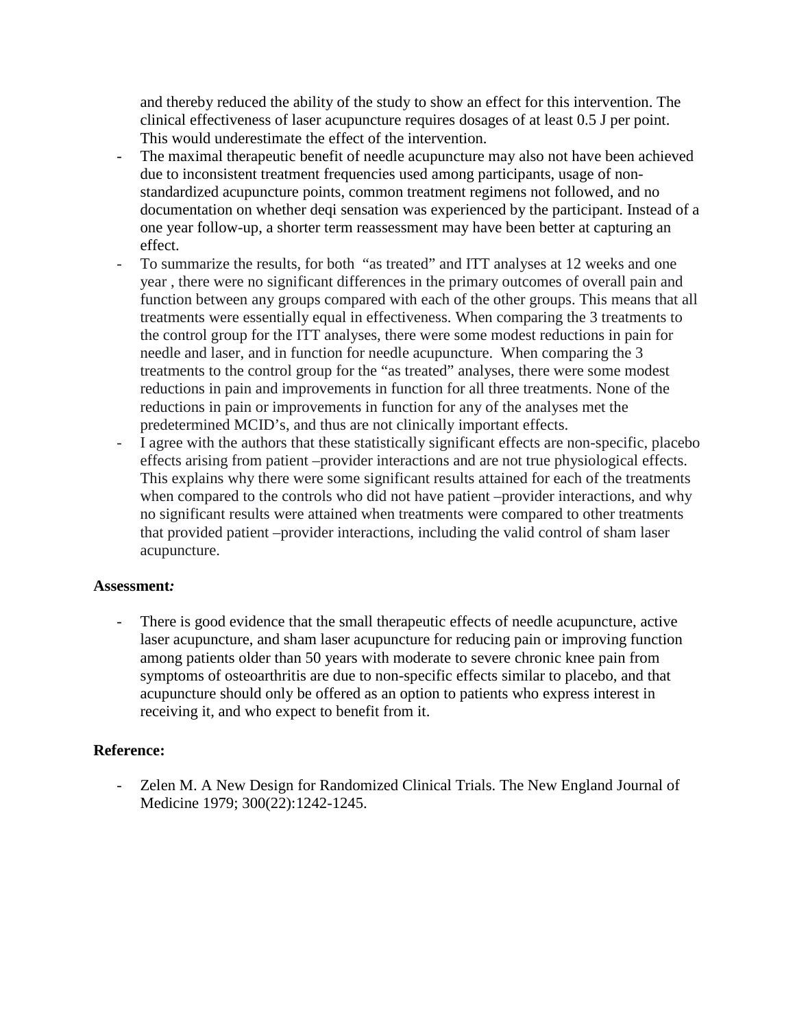and thereby reduced the ability of the study to show an effect for this intervention. The clinical effectiveness of laser acupuncture requires dosages of at least 0.5 J per point. This would underestimate the effect of the intervention.

- The maximal therapeutic benefit of needle acupuncture may also not have been achieved due to inconsistent treatment frequencies used among participants, usage of non-standardized acupuncture points, common treatment regimens not followed, and no documentation on whether deqi sensation was experienced by the participant. Instead of a one year follow-up, a shorter term reassessment may have been better at capturing an effect.
- To summarize the results, for both "as treated" and ITT analyses at 12 weeks and one year , there were no significant differences in the primary outcomes of overall pain and function between any groups compared with each of the other groups. This means that all treatments were essentially equal in effectiveness. When comparing the 3 treatments to the control group for the ITT analyses, there were some modest reductions in pain for needle and laser, and in function for needle acupuncture. When comparing the 3 treatments to the control group for the "as treated" analyses, there were some modest reductions in pain and improvements in function for all three treatments. None of the reductions in pain or improvements in function for any of the analyses met the predetermined MCID's, and thus are not clinically important effects.
- I agree with the authors that these statistically significant effects are non-specific, placebo effects arising from patient –provider interactions and are not true physiological effects. This explains why there were some significant results attained for each of the treatments when compared to the controls who did not have patient –provider interactions, and why no significant results were attained when treatments were compared to other treatments that provided patient –provider interactions, including the valid control of sham laser acupuncture.

**Assessment*:***

- There is good evidence that the small therapeutic effects of needle acupuncture, active laser acupuncture, and sham laser acupuncture for reducing pain or improving function among patients older than 50 years with moderate to severe chronic knee pain from symptoms of osteoarthritis are due to non-specific effects similar to placebo, and that acupuncture should only be offered as an option to patients who express interest in receiving it, and who expect to benefit from it.

**Reference:**

- Zelen M. A New Design for Randomized Clinical Trials. The New England Journal of Medicine 1979; 300(22):1242-1245.